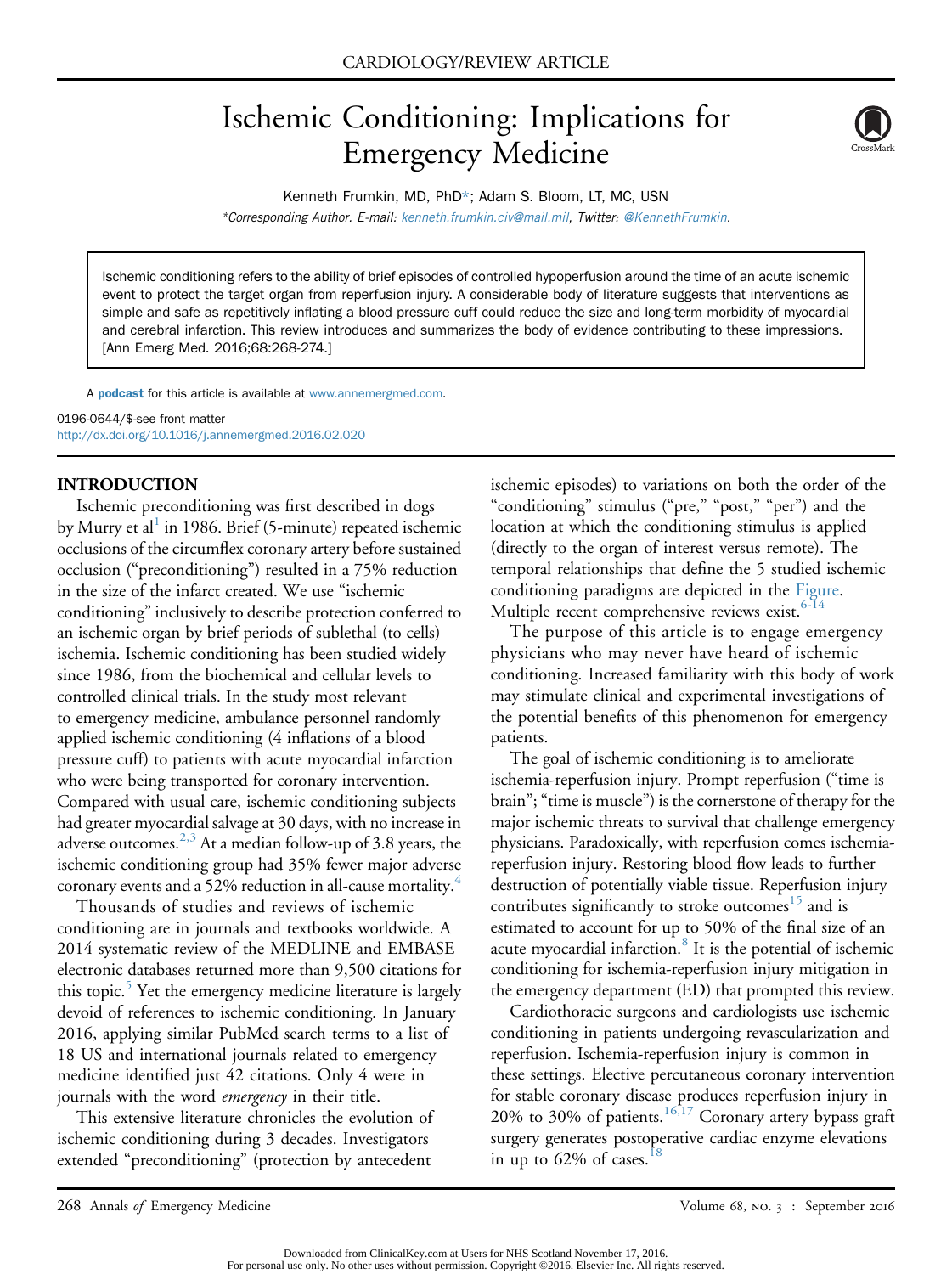CARDIOLOGY/REVIEW ARTICLE

# Ischemic Conditioning: Implications for Emergency Medicine

Kenneth Frumkin, MD, PhD*; Adam S. Bloom, LT, MC, USN

*Corresponding Author. E-mail: kenneth.frumkin.civ@mail.mil, Twitter: @KennethFrumkin.

Ischemic conditioning refers to the ability of brief episodes of controlled hypoperfusion around the time of an acute ischemic event to protect the target organ from reperfusion injury. A considerable body of literature suggests that interventions as simple and safe as repetitively inflating a blood pressure cuff could reduce the size and long-term morbidity of myocardial and cerebral infarction. This review introduces and summarizes the body of evidence contributing to these impressions. [Ann Emerg Med. 2016;68:268-274.]

A **podcast** for this article is available at www.annemergmed.com.

0196-0644/$-see front matter
http://dx.doi.org/10.1016/j.annemergmed.2016.02.020

## INTRODUCTION

Ischemic preconditioning was first described in dogs by Murry et al[1] in 1986. Brief (5-minute) repeated ischemic occlusions of the circumflex coronary artery before sustained occlusion ("preconditioning") resulted in a 75% reduction in the size of the infarct created. We use "ischemic conditioning" inclusively to describe protection conferred to an ischemic organ by brief periods of sublethal (to cells) ischemia. Ischemic conditioning has been studied widely since 1986, from the biochemical and cellular levels to controlled clinical trials. In the study most relevant to emergency medicine, ambulance personnel randomly applied ischemic conditioning (4 inflations of a blood pressure cuff) to patients with acute myocardial infarction who were being transported for coronary intervention. Compared with usual care, ischemic conditioning subjects had greater myocardial salvage at 30 days, with no increase in adverse outcomes.[2,3] At a median follow-up of 3.8 years, the ischemic conditioning group had 35% fewer major adverse coronary events and a 52% reduction in all-cause mortality.[4]

Thousands of studies and reviews of ischemic conditioning are in journals and textbooks worldwide. A 2014 systematic review of the MEDLINE and EMBASE electronic databases returned more than 9,500 citations for this topic.[5] Yet the emergency medicine literature is largely devoid of references to ischemic conditioning. In January 2016, applying similar PubMed search terms to a list of 18 US and international journals related to emergency medicine identified just 42 citations. Only 4 were in journals with the word *emergency* in their title.

This extensive literature chronicles the evolution of ischemic conditioning during 3 decades. Investigators extended "preconditioning" (protection by antecedent ischemic episodes) to variations on both the order of the "conditioning" stimulus ("pre," "post," "per") and the location at which the conditioning stimulus is applied (directly to the organ of interest versus remote). The temporal relationships that define the 5 studied ischemic conditioning paradigms are depicted in the Figure. Multiple recent comprehensive reviews exist.[6-14]

The purpose of this article is to engage emergency physicians who may never have heard of ischemic conditioning. Increased familiarity with this body of work may stimulate clinical and experimental investigations of the potential benefits of this phenomenon for emergency patients.

The goal of ischemic conditioning is to ameliorate ischemia-reperfusion injury. Prompt reperfusion ("time is brain"; "time is muscle") is the cornerstone of therapy for the major ischemic threats to survival that challenge emergency physicians. Paradoxically, with reperfusion comes ischemia-reperfusion injury. Restoring blood flow leads to further destruction of potentially viable tissue. Reperfusion injury contributes significantly to stroke outcomes[15] and is estimated to account for up to 50% of the final size of an acute myocardial infarction.[8] It is the potential of ischemic conditioning for ischemia-reperfusion injury mitigation in the emergency department (ED) that prompted this review.

Cardiothoracic surgeons and cardiologists use ischemic conditioning in patients undergoing revascularization and reperfusion. Ischemia-reperfusion injury is common in these settings. Elective percutaneous coronary intervention for stable coronary disease produces reperfusion injury in 20% to 30% of patients.[16,17] Coronary artery bypass graft surgery generates postoperative cardiac enzyme elevations in up to 62% of cases.[18]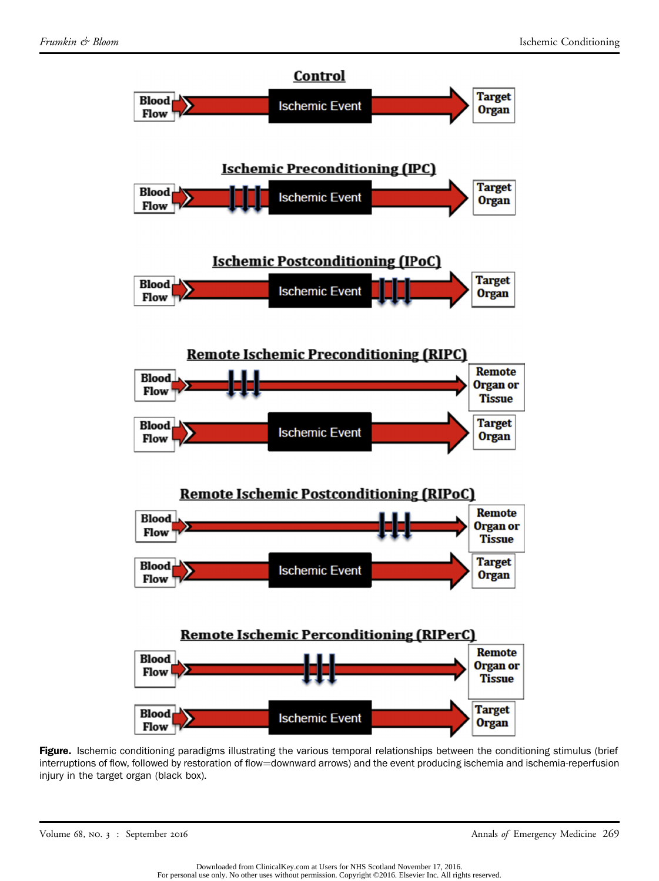**Figure.** Ischemic conditioning paradigms illustrating the various temporal relationships between the conditioning stimulus (brief interruptions of flow, followed by restoration of flow=downward arrows) and the event producing ischemia and ischemia-reperfusion injury in the target organ (black box).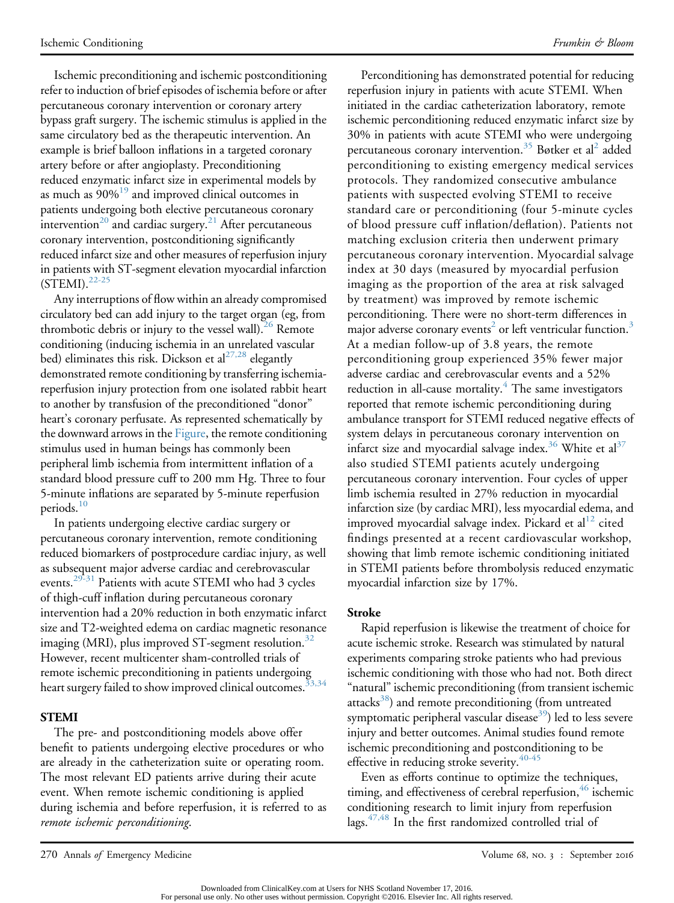Ischemic preconditioning and ischemic postconditioning refer to induction of brief episodes of ischemia before or after percutaneous coronary intervention or coronary artery bypass graft surgery. The ischemic stimulus is applied in the same circulatory bed as the therapeutic intervention. An example is brief balloon inflations in a targeted coronary artery before or after angioplasty. Preconditioning reduced enzymatic infarct size in experimental models by as much as 90%[19] and improved clinical outcomes in patients undergoing both elective percutaneous coronary intervention[20] and cardiac surgery.[21] After percutaneous coronary intervention, postconditioning significantly reduced infarct size and other measures of reperfusion injury in patients with ST-segment elevation myocardial infarction (STEMI).[22-25]

Any interruptions of flow within an already compromised circulatory bed can add injury to the target organ (eg, from thrombotic debris or injury to the vessel wall).[26] Remote conditioning (inducing ischemia in an unrelated vascular bed) eliminates this risk. Dickson et al[27,28] elegantly demonstrated remote conditioning by transferring ischemia-reperfusion injury protection from one isolated rabbit heart to another by transfusion of the preconditioned "donor" heart's coronary perfusate. As represented schematically by the downward arrows in the Figure, the remote conditioning stimulus used in human beings has commonly been peripheral limb ischemia from intermittent inflation of a standard blood pressure cuff to 200 mm Hg. Three to four 5-minute inflations are separated by 5-minute reperfusion periods.[10]

In patients undergoing elective cardiac surgery or percutaneous coronary intervention, remote conditioning reduced biomarkers of postprocedure cardiac injury, as well as subsequent major adverse cardiac and cerebrovascular events.[29-31] Patients with acute STEMI who had 3 cycles of thigh-cuff inflation during percutaneous coronary intervention had a 20% reduction in both enzymatic infarct size and T2-weighted edema on cardiac magnetic resonance imaging (MRI), plus improved ST-segment resolution.[32] However, recent multicenter sham-controlled trials of remote ischemic preconditioning in patients undergoing heart surgery failed to show improved clinical outcomes.[33,34]

## STEMI

The pre- and postconditioning models above offer benefit to patients undergoing elective procedures or who are already in the catheterization suite or operating room. The most relevant ED patients arrive during their acute event. When remote ischemic conditioning is applied during ischemia and before reperfusion, it is referred to as *remote ischemic perconditioning*.

Perconditioning has demonstrated potential for reducing reperfusion injury in patients with acute STEMI. When initiated in the cardiac catheterization laboratory, remote ischemic perconditioning reduced enzymatic infarct size by 30% in patients with acute STEMI who were undergoing percutaneous coronary intervention.[35] Bøtker et al[2] added perconditioning to existing emergency medical services protocols. They randomized consecutive ambulance patients with suspected evolving STEMI to receive standard care or perconditioning (four 5-minute cycles of blood pressure cuff inflation/deflation). Patients not matching exclusion criteria then underwent primary percutaneous coronary intervention. Myocardial salvage index at 30 days (measured by myocardial perfusion imaging as the proportion of the area at risk salvaged by treatment) was improved by remote ischemic perconditioning. There were no short-term differences in major adverse coronary events[2] or left ventricular function.[3] At a median follow-up of 3.8 years, the remote perconditioning group experienced 35% fewer major adverse cardiac and cerebrovascular events and a 52% reduction in all-cause mortality.[4] The same investigators reported that remote ischemic perconditioning during ambulance transport for STEMI reduced negative effects of system delays in percutaneous coronary intervention on infarct size and myocardial salvage index.[36] White et al[37] also studied STEMI patients acutely undergoing percutaneous coronary intervention. Four cycles of upper limb ischemia resulted in 27% reduction in myocardial infarction size (by cardiac MRI), less myocardial edema, and improved myocardial salvage index. Pickard et al[12] cited findings presented at a recent cardiovascular workshop, showing that limb remote ischemic conditioning initiated in STEMI patients before thrombolysis reduced enzymatic myocardial infarction size by 17%.

## Stroke

Rapid reperfusion is likewise the treatment of choice for acute ischemic stroke. Research was stimulated by natural experiments comparing stroke patients who had previous ischemic conditioning with those who had not. Both direct "natural" ischemic preconditioning (from transient ischemic attacks[38]) and remote preconditioning (from untreated symptomatic peripheral vascular disease[39]) led to less severe injury and better outcomes. Animal studies found remote ischemic preconditioning and postconditioning to be effective in reducing stroke severity.[40-45]

Even as efforts continue to optimize the techniques, timing, and effectiveness of cerebral reperfusion,[46] ischemic conditioning research to limit injury from reperfusion lags.[47,48] In the first randomized controlled trial of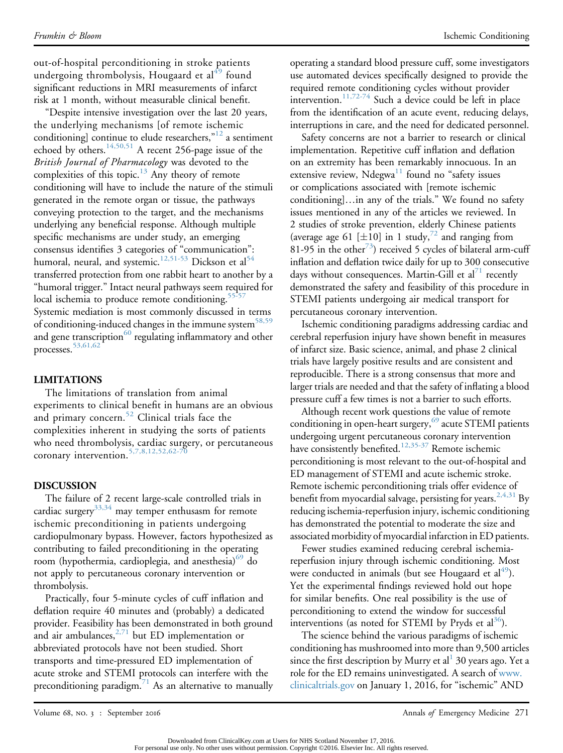out-of-hospital perconditioning in stroke patients undergoing thrombolysis, Hougaard et al[49] found significant reductions in MRI measurements of infarct risk at 1 month, without measurable clinical benefit.

"Despite intensive investigation over the last 20 years, the underlying mechanisms [of remote ischemic conditioning] continue to elude researchers,"[12] a sentiment echoed by others.[14,50,51] A recent 256-page issue of the *British Journal of Pharmacology* was devoted to the complexities of this topic.[13] Any theory of remote conditioning will have to include the nature of the stimuli generated in the remote organ or tissue, the pathways conveying protection to the target, and the mechanisms underlying any beneficial response. Although multiple specific mechanisms are under study, an emerging consensus identifies 3 categories of "communication": humoral, neural, and systemic.[12,51-53] Dickson et al[54] transferred protection from one rabbit heart to another by a "humoral trigger." Intact neural pathways seem required for local ischemia to produce remote conditioning.[55-57] Systemic mediation is most commonly discussed in terms of conditioning-induced changes in the immune system[58,59] and gene transcription[60] regulating inflammatory and other processes.[53,61,62]

## LIMITATIONS

The limitations of translation from animal experiments to clinical benefit in humans are an obvious and primary concern.[52] Clinical trials face the complexities inherent in studying the sorts of patients who need thrombolysis, cardiac surgery, or percutaneous coronary intervention.[5,7,8,12,52,62-70]

## DISCUSSION

The failure of 2 recent large-scale controlled trials in cardiac surgery[33,34] may temper enthusasm for remote ischemic preconditioning in patients undergoing cardiopulmonary bypass. However, factors hypothesized as contributing to failed preconditioning in the operating room (hypothermia, cardioplegia, and anesthesia)[69] do not apply to percutaneous coronary intervention or thrombolysis.

Practically, four 5-minute cycles of cuff inflation and deflation require 40 minutes and (probably) a dedicated provider. Feasibility has been demonstrated in both ground and air ambulances,[2,71] but ED implementation or abbreviated protocols have not been studied. Short transports and time-pressured ED implementation of acute stroke and STEMI protocols can interfere with the preconditioning paradigm.[71] As an alternative to manually operating a standard blood pressure cuff, some investigators use automated devices specifically designed to provide the required remote conditioning cycles without provider intervention.[11,72-74] Such a device could be left in place from the identification of an acute event, reducing delays, interruptions in care, and the need for dedicated personnel.

Safety concerns are not a barrier to research or clinical implementation. Repetitive cuff inflation and deflation on an extremity has been remarkably innocuous. In an extensive review, Ndegwa[11] found no "safety issues or complications associated with [remote ischemic conditioning]…in any of the trials." We found no safety issues mentioned in any of the articles we reviewed. In 2 studies of stroke prevention, elderly Chinese patients (average age 61 [$\pm$10] in 1 study,[72] and ranging from 81-95 in the other[73]) received 5 cycles of bilateral arm-cuff inflation and deflation twice daily for up to 300 consecutive days without consequences. Martin-Gill et al[71] recently demonstrated the safety and feasibility of this procedure in STEMI patients undergoing air medical transport for percutaneous coronary intervention.

Ischemic conditioning paradigms addressing cardiac and cerebral reperfusion injury have shown benefit in measures of infarct size. Basic science, animal, and phase 2 clinical trials have largely positive results and are consistent and reproducible. There is a strong consensus that more and larger trials are needed and that the safety of inflating a blood pressure cuff a few times is not a barrier to such efforts.

Although recent work questions the value of remote conditioning in open-heart surgery,[69] acute STEMI patients undergoing urgent percutaneous coronary intervention have consistently benefited.[12,35-37] Remote ischemic perconditioning is most relevant to the out-of-hospital and ED management of STEMI and acute ischemic stroke. Remote ischemic perconditioning trials offer evidence of benefit from myocardial salvage, persisting for years.[2,4,31] By reducing ischemia-reperfusion injury, ischemic conditioning has demonstrated the potential to moderate the size and associated morbidity of myocardial infarction in ED patients.

Fewer studies examined reducing cerebral ischemia-reperfusion injury through ischemic conditioning. Most were conducted in animals (but see Hougaard et al[49]). Yet the experimental findings reviewed hold out hope for similar benefits. One real possibility is the use of perconditioning to extend the window for successful interventions (as noted for STEMI by Pryds et al[36]).

The science behind the various paradigms of ischemic conditioning has mushroomed into more than 9,500 articles since the first description by Murry et al[1] 30 years ago. Yet a role for the ED remains uninvestigated. A search of www.clinicaltrials.gov on January 1, 2016, for "ischemic" AND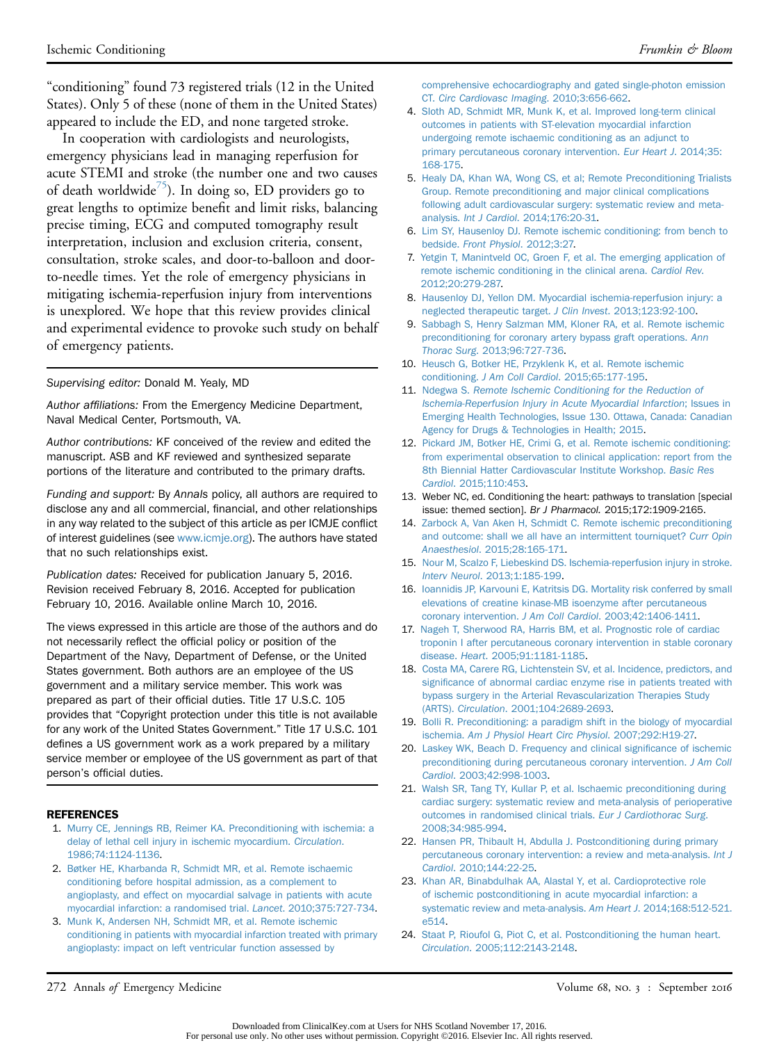"conditioning" found 73 registered trials (12 in the United States). Only 5 of these (none of them in the United States) appeared to include the ED, and none targeted stroke.

In cooperation with cardiologists and neurologists, emergency physicians lead in managing reperfusion for acute STEMI and stroke (the number one and two causes of death worldwide[75]). In doing so, ED providers go to great lengths to optimize benefit and limit risks, balancing precise timing, ECG and computed tomography result interpretation, inclusion and exclusion criteria, consent, consultation, stroke scales, and door-to-balloon and door-to-needle times. Yet the role of emergency physicians in mitigating ischemia-reperfusion injury from interventions is unexplored. We hope that this review provides clinical and experimental evidence to provoke such study on behalf of emergency patients.

*Supervising editor:* Donald M. Yealy, MD

*Author affiliations:* From the Emergency Medicine Department, Naval Medical Center, Portsmouth, VA.

*Author contributions:* KF conceived of the review and edited the manuscript. ASB and KF reviewed and synthesized separate portions of the literature and contributed to the primary drafts.

*Funding and support:* By *Annals* policy, all authors are required to disclose any and all commercial, financial, and other relationships in any way related to the subject of this article as per ICMJE conflict of interest guidelines (see www.icmje.org). The authors have stated that no such relationships exist.

*Publication dates:* Received for publication January 5, 2016. Revision received February 8, 2016. Accepted for publication February 10, 2016. Available online March 10, 2016.

The views expressed in this article are those of the authors and do not necessarily reflect the official policy or position of the Department of the Navy, Department of Defense, or the United States government. Both authors are an employee of the US government and a military service member. This work was prepared as part of their official duties. Title 17 U.S.C. 105 provides that "Copyright protection under this title is not available for any work of the United States Government." Title 17 U.S.C. 101 defines a US government work as a work prepared by a military service member or employee of the US government as part of that person's official duties.

## REFERENCES

1. Murry CE, Jennings RB, Reimer KA. Preconditioning with ischemia: a delay of lethal cell injury in ischemic myocardium. *Circulation*. 1986;74:1124-1136.
2. Bøtker HE, Kharbanda R, Schmidt MR, et al. Remote ischaemic conditioning before hospital admission, as a complement to angioplasty, and effect on myocardial salvage in patients with acute myocardial infarction: a randomised trial. *Lancet*. 2010;375:727-734.
3. Munk K, Andersen NH, Schmidt MR, et al. Remote ischemic conditioning in patients with myocardial infarction treated with primary angioplasty: impact on left ventricular function assessed by comprehensive echocardiography and gated single-photon emission CT. *Circ Cardiovasc Imaging*. 2010;3:656-662.
4. Sloth AD, Schmidt MR, Munk K, et al. Improved long-term clinical outcomes in patients with ST-elevation myocardial infarction undergoing remote ischaemic conditioning as an adjunct to primary percutaneous coronary intervention. *Eur Heart J*. 2014;35:168-175.
5. Healy DA, Khan WA, Wong CS, et al; Remote Preconditioning Trialists Group. Remote preconditioning and major clinical complications following adult cardiovascular surgery: systematic review and meta-analysis. *Int J Cardiol*. 2014;176:20-31.
6. Lim SY, Hausenloy DJ. Remote ischemic conditioning: from bench to bedside. *Front Physiol*. 2012;3:27.
7. Yetgin T, Manintveld OC, Groen F, et al. The emerging application of remote ischemic conditioning in the clinical arena. *Cardiol Rev*. 2012;20:279-287.
8. Hausenloy DJ, Yellon DM. Myocardial ischemia-reperfusion injury: a neglected therapeutic target. *J Clin Invest*. 2013;123:92-100.
9. Sabbagh S, Henry Salzman MM, Kloner RA, et al. Remote ischemic preconditioning for coronary artery bypass graft operations. *Ann Thorac Surg*. 2013;96:727-736.
10. Heusch G, Botker HE, Przyklenk K, et al. Remote ischemic conditioning. *J Am Coll Cardiol*. 2015;65:177-195.
11. Ndegwa S. *Remote Ischemic Conditioning for the Reduction of Ischemia-Reperfusion Injury in Acute Myocardial Infarction*; Issues in Emerging Health Technologies, Issue 130. Ottawa, Canada: Canadian Agency for Drugs & Technologies in Health; 2015.
12. Pickard JM, Botker HE, Crimi G, et al. Remote ischemic conditioning: from experimental observation to clinical application: report from the 8th Biennial Hatter Cardiovascular Institute Workshop. *Basic Res Cardiol*. 2015;110:453.
13. Weber NC, ed. Conditioning the heart: pathways to translation [special issue: themed section]. *Br J Pharmacol.* 2015;172:1909-2165.
14. Zarbock A, Van Aken H, Schmidt C. Remote ischemic preconditioning and outcome: shall we all have an intermittent tourniquet? *Curr Opin Anaesthesiol*. 2015;28:165-171.
15. Nour M, Scalzo F, Liebeskind DS. Ischemia-reperfusion injury in stroke. *Interv Neurol*. 2013;1:185-199.
16. Ioannidis JP, Karvouni E, Katritsis DG. Mortality risk conferred by small elevations of creatine kinase-MB isoenzyme after percutaneous coronary intervention. *J Am Coll Cardiol*. 2003;42:1406-1411.
17. Nageh T, Sherwood RA, Harris BM, et al. Prognostic role of cardiac troponin I after percutaneous coronary intervention in stable coronary disease. *Heart*. 2005;91:1181-1185.
18. Costa MA, Carere RG, Lichtenstein SV, et al. Incidence, predictors, and significance of abnormal cardiac enzyme rise in patients treated with bypass surgery in the Arterial Revascularization Therapies Study (ARTS). *Circulation*. 2001;104:2689-2693.
19. Bolli R. Preconditioning: a paradigm shift in the biology of myocardial ischemia. *Am J Physiol Heart Circ Physiol*. 2007;292:H19-27.
20. Laskey WK, Beach D. Frequency and clinical significance of ischemic preconditioning during percutaneous coronary intervention. *J Am Coll Cardiol*. 2003;42:998-1003.
21. Walsh SR, Tang TY, Kullar P, et al. Ischaemic preconditioning during cardiac surgery: systematic review and meta-analysis of perioperative outcomes in randomised clinical trials. *Eur J Cardiothorac Surg*. 2008;34:985-994.
22. Hansen PR, Thibault H, Abdulla J. Postconditioning during primary percutaneous coronary intervention: a review and meta-analysis. *Int J Cardiol*. 2010;144:22-25.
23. Khan AR, Binabdulhak AA, Alastal Y, et al. Cardioprotective role of ischemic postconditioning in acute myocardial infarction: a systematic review and meta-analysis. *Am Heart J*. 2014;168:512-521.e514.
24. Staat P, Rioufol G, Piot C, et al. Postconditioning the human heart. *Circulation*. 2005;112:2143-2148.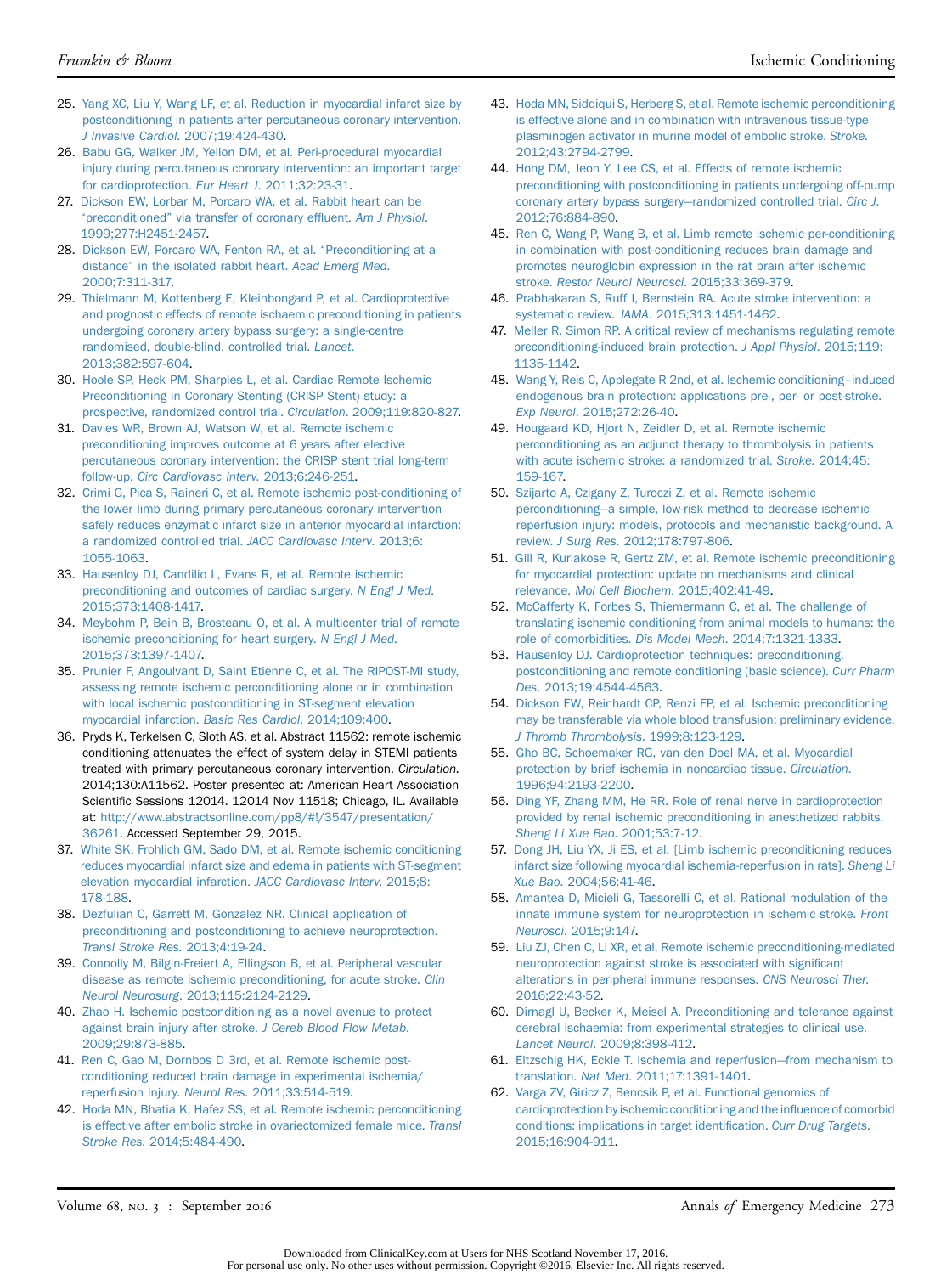25. Yang XC, Liu Y, Wang LF, et al. Reduction in myocardial infarct size by postconditioning in patients after percutaneous coronary intervention. *J Invasive Cardiol*. 2007;19:424-430.
26. Babu GG, Walker JM, Yellon DM, et al. Peri-procedural myocardial injury during percutaneous coronary intervention: an important target for cardioprotection. *Eur Heart J*. 2011;32:23-31.
27. Dickson EW, Lorbar M, Porcaro WA, et al. Rabbit heart can be "preconditioned" via transfer of coronary effluent. *Am J Physiol*. 1999;277:H2451-2457.
28. Dickson EW, Porcaro WA, Fenton RA, et al. "Preconditioning at a distance" in the isolated rabbit heart. *Acad Emerg Med*. 2000;7:311-317.
29. Thielmann M, Kottenberg E, Kleinbongard P, et al. Cardioprotective and prognostic effects of remote ischaemic preconditioning in patients undergoing coronary artery bypass surgery: a single-centre randomised, double-blind, controlled trial. *Lancet*. 2013;382:597-604.
30. Hoole SP, Heck PM, Sharples L, et al. Cardiac Remote Ischemic Preconditioning in Coronary Stenting (CRISP Stent) study: a prospective, randomized control trial. *Circulation*. 2009;119:820-827.
31. Davies WR, Brown AJ, Watson W, et al. Remote ischemic preconditioning improves outcome at 6 years after elective percutaneous coronary intervention: the CRISP stent trial long-term follow-up. *Circ Cardiovasc Interv*. 2013;6:246-251.
32. Crimi G, Pica S, Raineri C, et al. Remote ischemic post-conditioning of the lower limb during primary percutaneous coronary intervention safely reduces enzymatic infarct size in anterior myocardial infarction: a randomized controlled trial. *JACC Cardiovasc Interv*. 2013;6:1055-1063.
33. Hausenloy DJ, Candilio L, Evans R, et al. Remote ischemic preconditioning and outcomes of cardiac surgery. *N Engl J Med*. 2015;373:1408-1417.
34. Meybohm P, Bein B, Brosteanu O, et al. A multicenter trial of remote ischemic preconditioning for heart surgery. *N Engl J Med*. 2015;373:1397-1407.
35. Prunier F, Angoulvant D, Saint Etienne C, et al. The RIPOST-MI study, assessing remote ischemic perconditioning alone or in combination with local ischemic postconditioning in ST-segment elevation myocardial infarction. *Basic Res Cardiol*. 2014;109:400.
36. Pryds K, Terkelsen C, Sloth AS, et al. Abstract 11562: remote ischemic conditioning attenuates the effect of system delay in STEMI patients treated with primary percutaneous coronary intervention. *Circulation*. 2014;130:A11562. Poster presented at: American Heart Association Scientific Sessions 12014. 12014 Nov 11518; Chicago, IL. Available at: http://www.abstractsonline.com/pp8/#!/3547/presentation/36261. Accessed September 29, 2015.
37. White SK, Frohlich GM, Sado DM, et al. Remote ischemic conditioning reduces myocardial infarct size and edema in patients with ST-segment elevation myocardial infarction. *JACC Cardiovasc Interv*. 2015;8:178-188.
38. Dezfulian C, Garrett M, Gonzalez NR. Clinical application of preconditioning and postconditioning to achieve neuroprotection. *Transl Stroke Res*. 2013;4:19-24.
39. Connolly M, Bilgin-Freiert A, Ellingson B, et al. Peripheral vascular disease as remote ischemic preconditioning, for acute stroke. *Clin Neurol Neurosurg*. 2013;115:2124-2129.
40. Zhao H. Ischemic postconditioning as a novel avenue to protect against brain injury after stroke. *J Cereb Blood Flow Metab*. 2009;29:873-885.
41. Ren C, Gao M, Dornbos D 3rd, et al. Remote ischemic post-conditioning reduced brain damage in experimental ischemia/reperfusion injury. *Neurol Res*. 2011;33:514-519.
42. Hoda MN, Bhatia K, Hafez SS, et al. Remote ischemic perconditioning is effective after embolic stroke in ovariectomized female mice. *Transl Stroke Res*. 2014;5:484-490.
43. Hoda MN, Siddiqui S, Herberg S, et al. Remote ischemic perconditioning is effective alone and in combination with intravenous tissue-type plasminogen activator in murine model of embolic stroke. *Stroke*. 2012;43:2794-2799.
44. Hong DM, Jeon Y, Lee CS, et al. Effects of remote ischemic preconditioning with postconditioning in patients undergoing off-pump coronary artery bypass surgery—randomized controlled trial. *Circ J*. 2012;76:884-890.
45. Ren C, Wang P, Wang B, et al. Limb remote ischemic per-conditioning in combination with post-conditioning reduces brain damage and promotes neuroglobin expression in the rat brain after ischemic stroke. *Restor Neurol Neurosci*. 2015;33:369-379.
46. Prabhakaran S, Ruff I, Bernstein RA. Acute stroke intervention: a systematic review. *JAMA*. 2015;313:1451-1462.
47. Meller R, Simon RP. A critical review of mechanisms regulating remote preconditioning-induced brain protection. *J Appl Physiol*. 2015;119:1135-1142.
48. Wang Y, Reis C, Applegate R 2nd, et al. Ischemic conditioning–induced endogenous brain protection: applications pre-, per- or post-stroke. *Exp Neurol*. 2015;272:26-40.
49. Hougaard KD, Hjort N, Zeidler D, et al. Remote ischemic perconditioning as an adjunct therapy to thrombolysis in patients with acute ischemic stroke: a randomized trial. *Stroke*. 2014;45:159-167.
50. Szijarto A, Czigany Z, Turoczi Z, et al. Remote ischemic perconditioning—a simple, low-risk method to decrease ischemic reperfusion injury: models, protocols and mechanistic background. A review. *J Surg Res*. 2012;178:797-806.
51. Gill R, Kuriakose R, Gertz ZM, et al. Remote ischemic preconditioning for myocardial protection: update on mechanisms and clinical relevance. *Mol Cell Biochem*. 2015;402:41-49.
52. McCafferty K, Forbes S, Thiemermann C, et al. The challenge of translating ischemic conditioning from animal models to humans: the role of comorbidities. *Dis Model Mech*. 2014;7:1321-1333.
53. Hausenloy DJ. Cardioprotection techniques: preconditioning, postconditioning and remote conditioning (basic science). *Curr Pharm Des*. 2013;19:4544-4563.
54. Dickson EW, Reinhardt CP, Renzi FP, et al. Ischemic preconditioning may be transferable via whole blood transfusion: preliminary evidence. *J Thromb Thrombolysis*. 1999;8:123-129.
55. Gho BC, Schoemaker RG, van den Doel MA, et al. Myocardial protection by brief ischemia in noncardiac tissue. *Circulation*. 1996;94:2193-2200.
56. Ding YF, Zhang MM, He RR. Role of renal nerve in cardioprotection provided by renal ischemic preconditioning in anesthetized rabbits. *Sheng Li Xue Bao*. 2001;53:7-12.
57. Dong JH, Liu YX, Ji ES, et al. [Limb ischemic preconditioning reduces infarct size following myocardial ischemia-reperfusion in rats]. *Sheng Li Xue Bao*. 2004;56:41-46.
58. Amantea D, Micieli G, Tassorelli C, et al. Rational modulation of the innate immune system for neuroprotection in ischemic stroke. *Front Neurosci*. 2015;9:147.
59. Liu ZJ, Chen C, Li XR, et al. Remote ischemic preconditioning-mediated neuroprotection against stroke is associated with significant alterations in peripheral immune responses. *CNS Neurosci Ther*. 2016;22:43-52.
60. Dirnagl U, Becker K, Meisel A. Preconditioning and tolerance against cerebral ischaemia: from experimental strategies to clinical use. *Lancet Neurol*. 2009;8:398-412.
61. Eltzschig HK, Eckle T. Ischemia and reperfusion—from mechanism to translation. *Nat Med*. 2011;17:1391-1401.
62. Varga ZV, Giricz Z, Bencsik P, et al. Functional genomics of cardioprotection by ischemic conditioning and the influence of comorbid conditions: implications in target identification. *Curr Drug Targets*. 2015;16:904-911.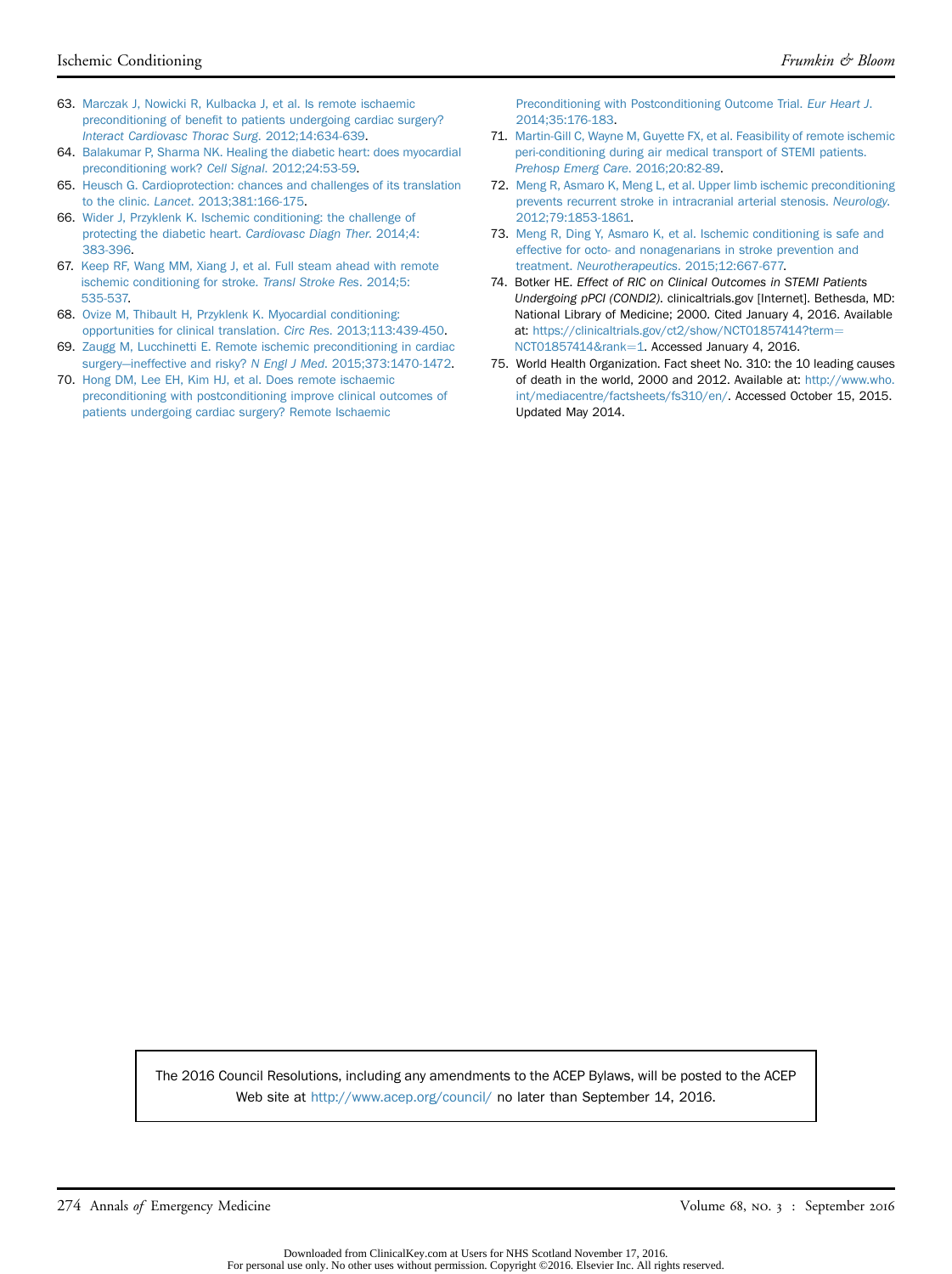63. Marczak J, Nowicki R, Kulbacka J, et al. Is remote ischaemic preconditioning of benefit to patients undergoing cardiac surgery? *Interact Cardiovasc Thorac Surg*. 2012;14:634-639.
64. Balakumar P, Sharma NK. Healing the diabetic heart: does myocardial preconditioning work? *Cell Signal*. 2012;24:53-59.
65. Heusch G. Cardioprotection: chances and challenges of its translation to the clinic. *Lancet*. 2013;381:166-175.
66. Wider J, Przyklenk K. Ischemic conditioning: the challenge of protecting the diabetic heart. *Cardiovasc Diagn Ther*. 2014;4:383-396.
67. Keep RF, Wang MM, Xiang J, et al. Full steam ahead with remote ischemic conditioning for stroke. *Transl Stroke Res*. 2014;5:535-537.
68. Ovize M, Thibault H, Przyklenk K. Myocardial conditioning: opportunities for clinical translation. *Circ Res*. 2013;113:439-450.
69. Zaugg M, Lucchinetti E. Remote ischemic preconditioning in cardiac surgery—ineffective and risky? *N Engl J Med*. 2015;373:1470-1472.
70. Hong DM, Lee EH, Kim HJ, et al. Does remote ischaemic preconditioning with postconditioning improve clinical outcomes of patients undergoing cardiac surgery? Remote Ischaemic Preconditioning with Postconditioning Outcome Trial. *Eur Heart J*. 2014;35:176-183.
71. Martin-Gill C, Wayne M, Guyette FX, et al. Feasibility of remote ischemic peri-conditioning during air medical transport of STEMI patients. *Prehosp Emerg Care*. 2016;20:82-89.
72. Meng R, Asmaro K, Meng L, et al. Upper limb ischemic preconditioning prevents recurrent stroke in intracranial arterial stenosis. *Neurology*. 2012;79:1853-1861.
73. Meng R, Ding Y, Asmaro K, et al. Ischemic conditioning is safe and effective for octo- and nonagenarians in stroke prevention and treatment. *Neurotherapeutics*. 2015;12:667-677.
74. Botker HE. *Effect of RIC on Clinical Outcomes in STEMI Patients Undergoing pPCI (CONDI2)*. clinicaltrials.gov [Internet]. Bethesda, MD: National Library of Medicine; 2000. Cited January 4, 2016. Available at: https://clinicaltrials.gov/ct2/show/NCT01857414?term=NCT01857414&rank=1. Accessed January 4, 2016.
75. World Health Organization. Fact sheet No. 310: the 10 leading causes of death in the world, 2000 and 2012. Available at: http://www.who.int/mediacentre/factsheets/fs310/en/. Accessed October 15, 2015. Updated May 2014.

The 2016 Council Resolutions, including any amendments to the ACEP Bylaws, will be posted to the ACEP Web site at http://www.acep.org/council/ no later than September 14, 2016.